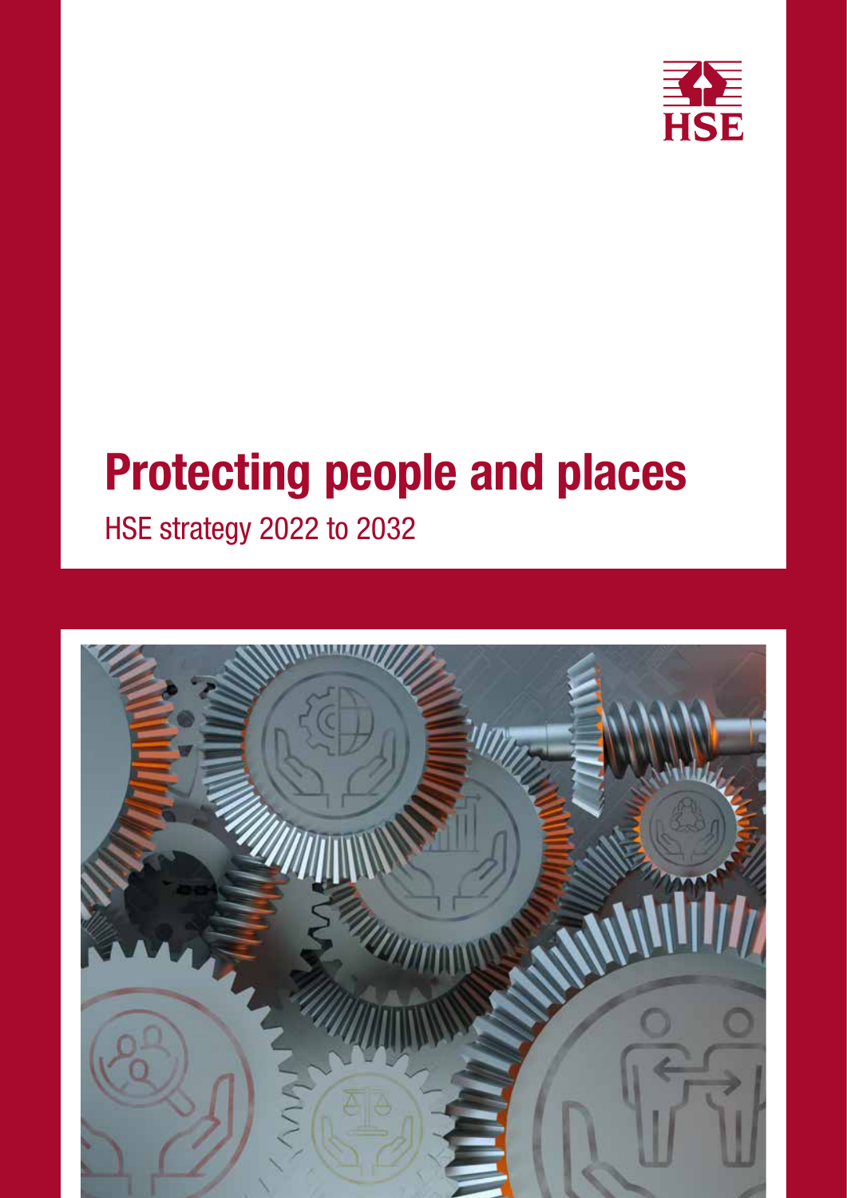HSE

# Protecting people and places

HSE strategy 2022 to 2032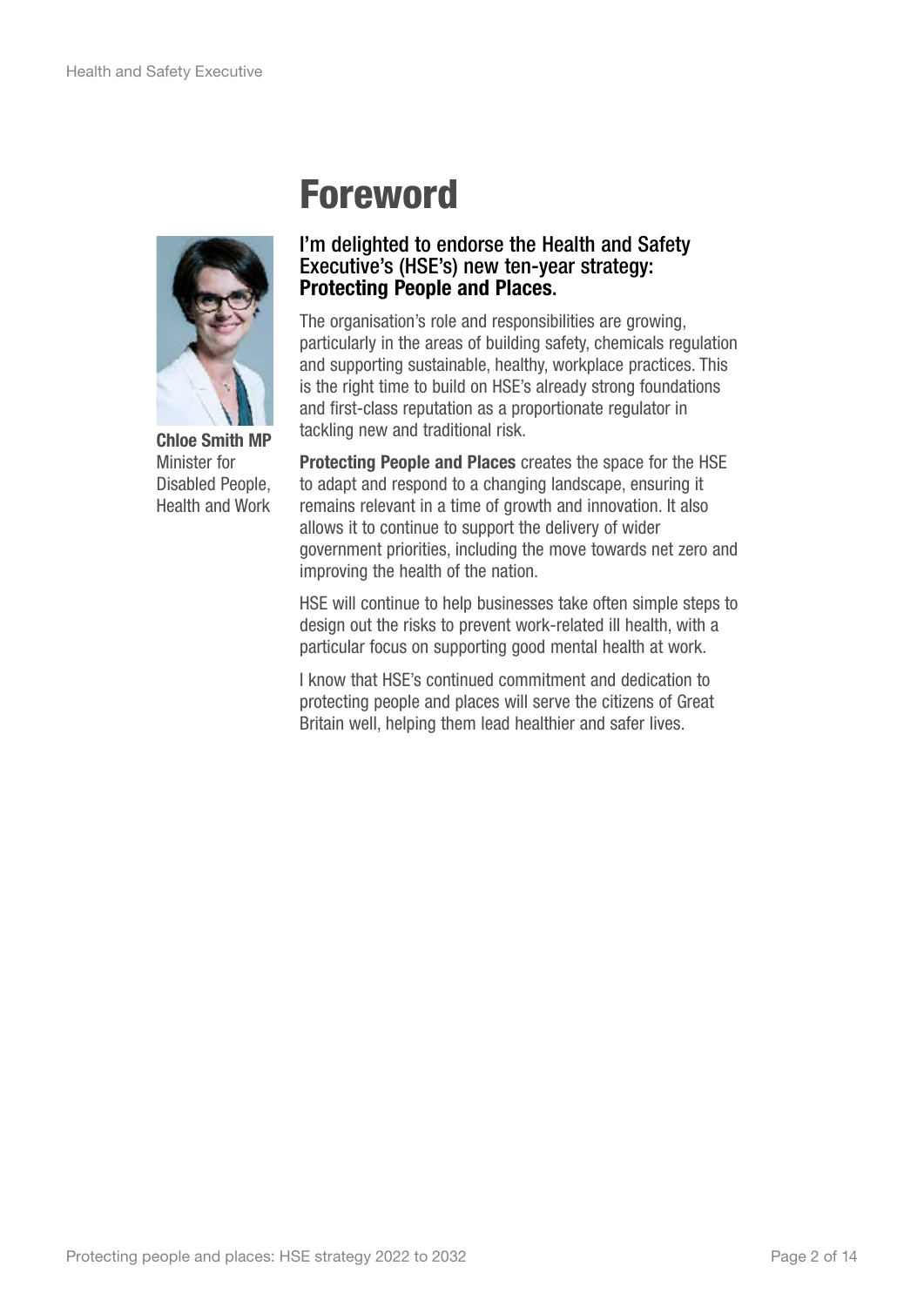# Foreword

**Chloe Smith MP**
Minister for Disabled People, Health and Work

I'm delighted to endorse the Health and Safety Executive's (HSE's) new ten-year strategy: **Protecting People and Places**.

The organisation's role and responsibilities are growing, particularly in the areas of building safety, chemicals regulation and supporting sustainable, healthy, workplace practices. This is the right time to build on HSE's already strong foundations and first-class reputation as a proportionate regulator in tackling new and traditional risk.

**Protecting People and Places** creates the space for the HSE to adapt and respond to a changing landscape, ensuring it remains relevant in a time of growth and innovation. It also allows it to continue to support the delivery of wider government priorities, including the move towards net zero and improving the health of the nation.

HSE will continue to help businesses take often simple steps to design out the risks to prevent work-related ill health, with a particular focus on supporting good mental health at work.

I know that HSE's continued commitment and dedication to protecting people and places will serve the citizens of Great Britain well, helping them lead healthier and safer lives.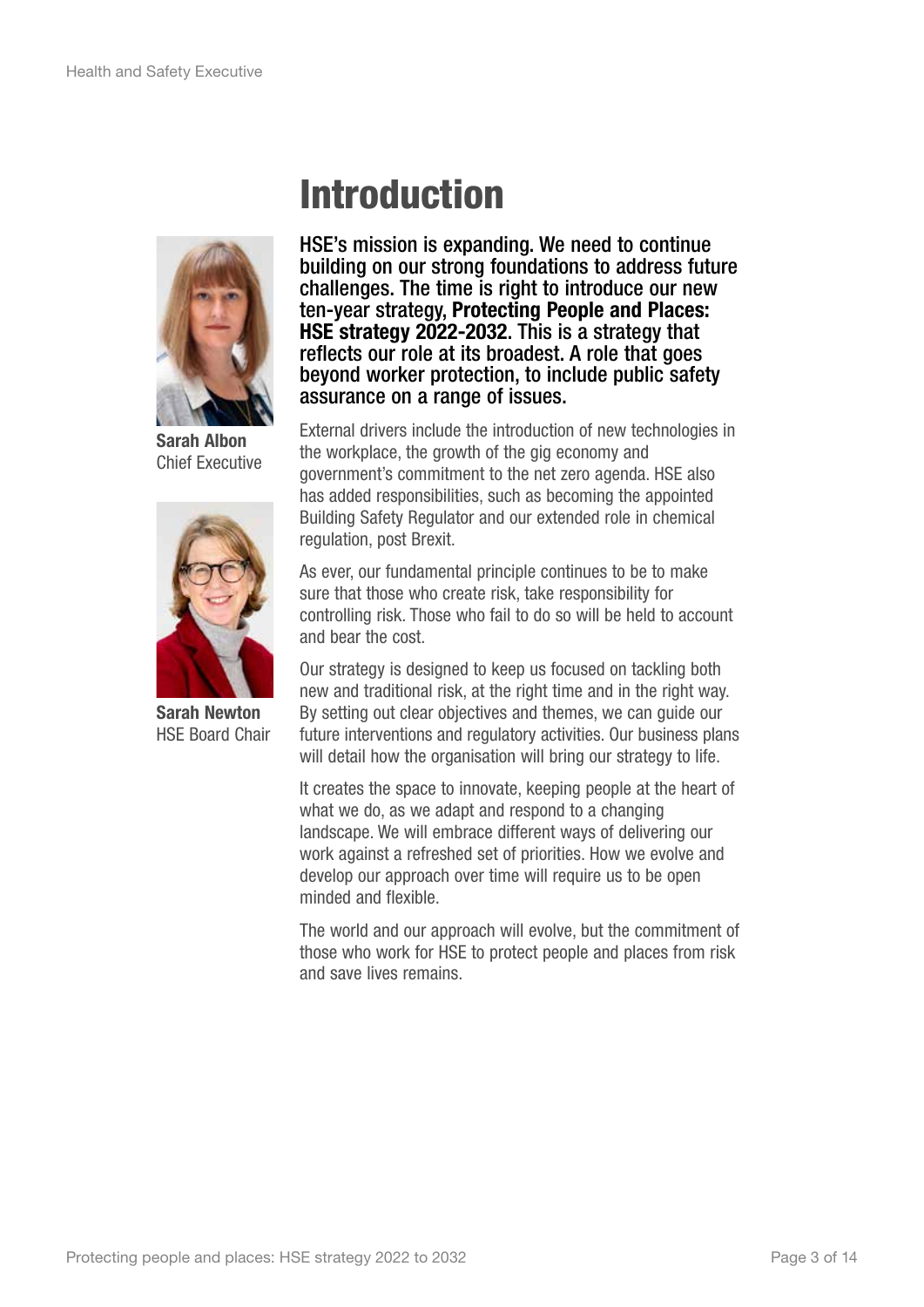# Introduction

**Sarah Albon**
Chief Executive

**Sarah Newton**
HSE Board Chair

**HSE's mission is expanding. We need to continue building on our strong foundations to address future challenges. The time is right to introduce our new ten-year strategy, Protecting People and Places: HSE strategy 2022-2032. This is a strategy that reflects our role at its broadest. A role that goes beyond worker protection, to include public safety assurance on a range of issues.**

External drivers include the introduction of new technologies in the workplace, the growth of the gig economy and government's commitment to the net zero agenda. HSE also has added responsibilities, such as becoming the appointed Building Safety Regulator and our extended role in chemical regulation, post Brexit.

As ever, our fundamental principle continues to be to make sure that those who create risk, take responsibility for controlling risk. Those who fail to do so will be held to account and bear the cost.

Our strategy is designed to keep us focused on tackling both new and traditional risk, at the right time and in the right way. By setting out clear objectives and themes, we can guide our future interventions and regulatory activities. Our business plans will detail how the organisation will bring our strategy to life.

It creates the space to innovate, keeping people at the heart of what we do, as we adapt and respond to a changing landscape. We will embrace different ways of delivering our work against a refreshed set of priorities. How we evolve and develop our approach over time will require us to be open minded and flexible.

The world and our approach will evolve, but the commitment of those who work for HSE to protect people and places from risk and save lives remains.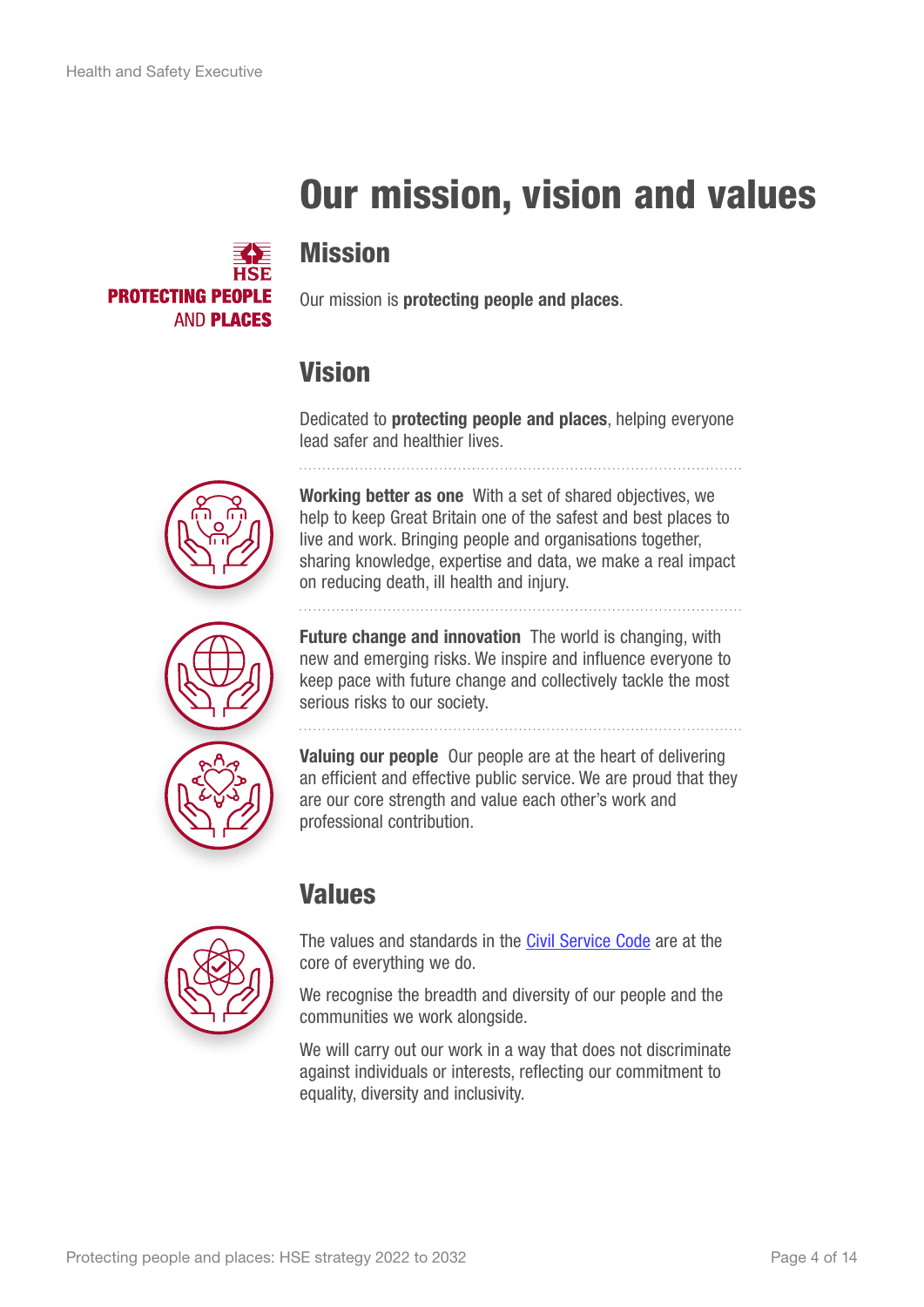# Our mission, vision and values

HSE
**PROTECTING PEOPLE**
AND **PLACES**

## Mission

Our mission is **protecting people and places**.

## Vision

Dedicated to **protecting people and places**, helping everyone lead safer and healthier lives.

**Working better as one** With a set of shared objectives, we help to keep Great Britain one of the safest and best places to live and work. Bringing people and organisations together, sharing knowledge, expertise and data, we make a real impact on reducing death, ill health and injury.

**Future change and innovation** The world is changing, with new and emerging risks. We inspire and influence everyone to keep pace with future change and collectively tackle the most serious risks to our society.

**Valuing our people** Our people are at the heart of delivering an efficient and effective public service. We are proud that they are our core strength and value each other's work and professional contribution.

## Values

The values and standards in the Civil Service Code are at the core of everything we do.

We recognise the breadth and diversity of our people and the communities we work alongside.

We will carry out our work in a way that does not discriminate against individuals or interests, reflecting our commitment to equality, diversity and inclusivity.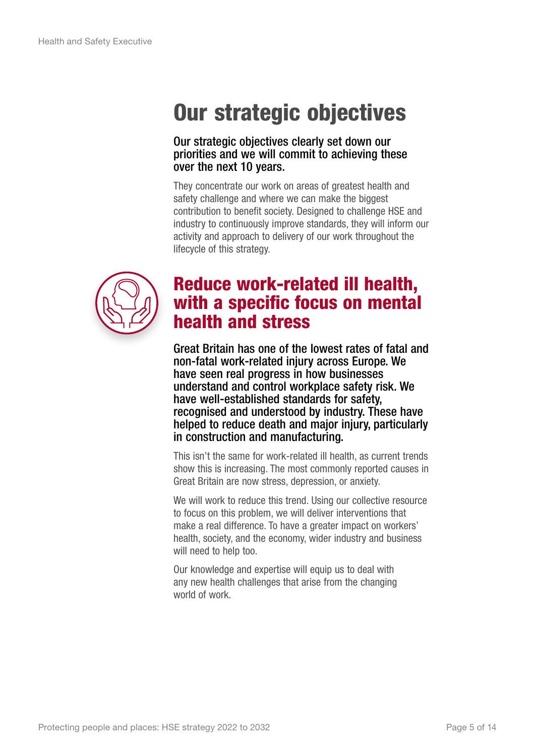# Our strategic objectives

**Our strategic objectives clearly set down our priorities and we will commit to achieving these over the next 10 years.**

They concentrate our work on areas of greatest health and safety challenge and where we can make the biggest contribution to benefit society. Designed to challenge HSE and industry to continuously improve standards, they will inform our activity and approach to delivery of our work throughout the lifecycle of this strategy.

## Reduce work-related ill health, with a specific focus on mental health and stress

**Great Britain has one of the lowest rates of fatal and non-fatal work-related injury across Europe. We have seen real progress in how businesses understand and control workplace safety risk. We have well-established standards for safety, recognised and understood by industry. These have helped to reduce death and major injury, particularly in construction and manufacturing.**

This isn't the same for work-related ill health, as current trends show this is increasing. The most commonly reported causes in Great Britain are now stress, depression, or anxiety.

We will work to reduce this trend. Using our collective resource to focus on this problem, we will deliver interventions that make a real difference. To have a greater impact on workers' health, society, and the economy, wider industry and business will need to help too.

Our knowledge and expertise will equip us to deal with any new health challenges that arise from the changing world of work.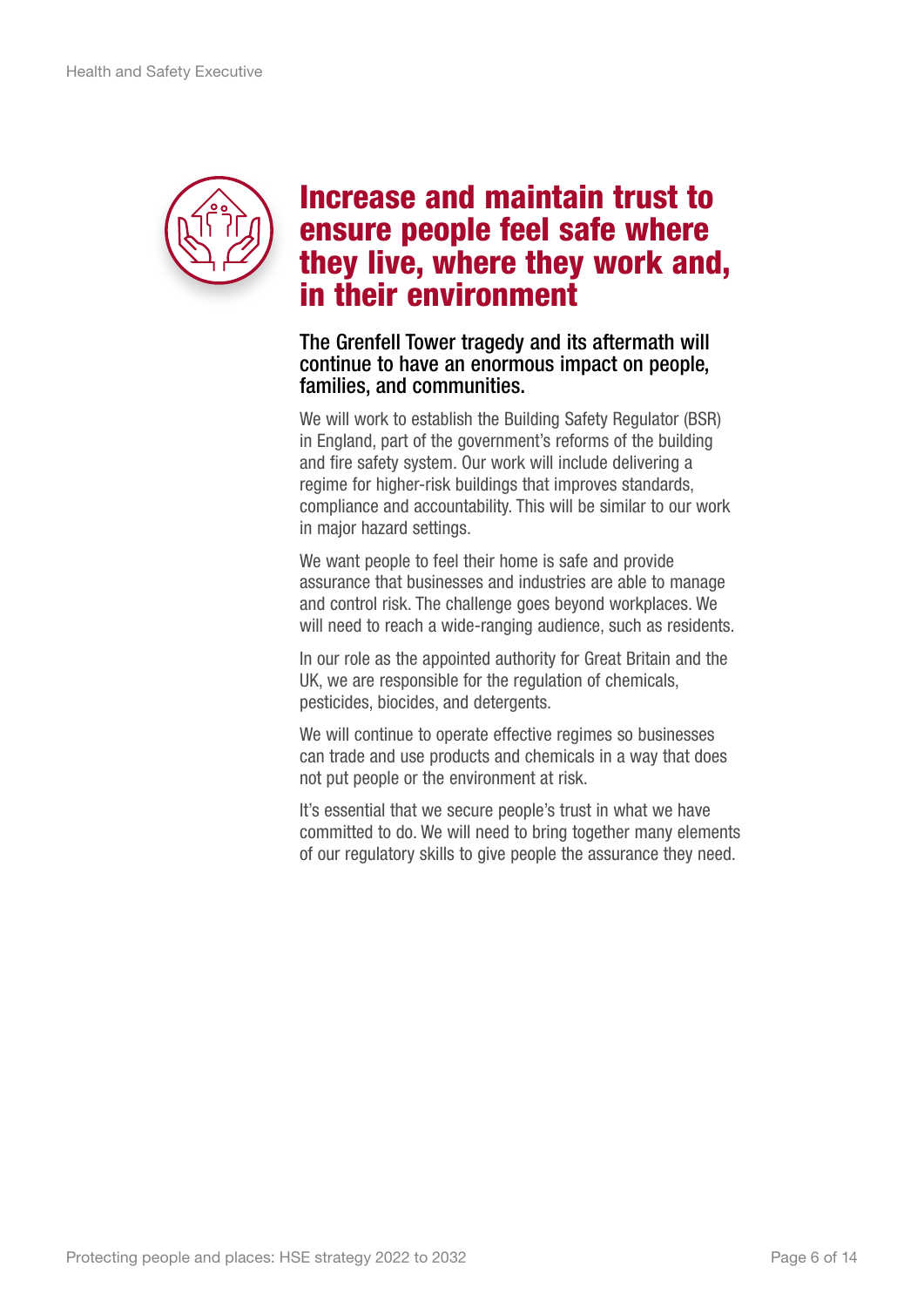# Increase and maintain trust to ensure people feel safe where they live, where they work and, in their environment

**The Grenfell Tower tragedy and its aftermath will continue to have an enormous impact on people, families, and communities.**

We will work to establish the Building Safety Regulator (BSR) in England, part of the government's reforms of the building and fire safety system. Our work will include delivering a regime for higher-risk buildings that improves standards, compliance and accountability. This will be similar to our work in major hazard settings.

We want people to feel their home is safe and provide assurance that businesses and industries are able to manage and control risk. The challenge goes beyond workplaces. We will need to reach a wide-ranging audience, such as residents.

In our role as the appointed authority for Great Britain and the UK, we are responsible for the regulation of chemicals, pesticides, biocides, and detergents.

We will continue to operate effective regimes so businesses can trade and use products and chemicals in a way that does not put people or the environment at risk.

It's essential that we secure people's trust in what we have committed to do. We will need to bring together many elements of our regulatory skills to give people the assurance they need.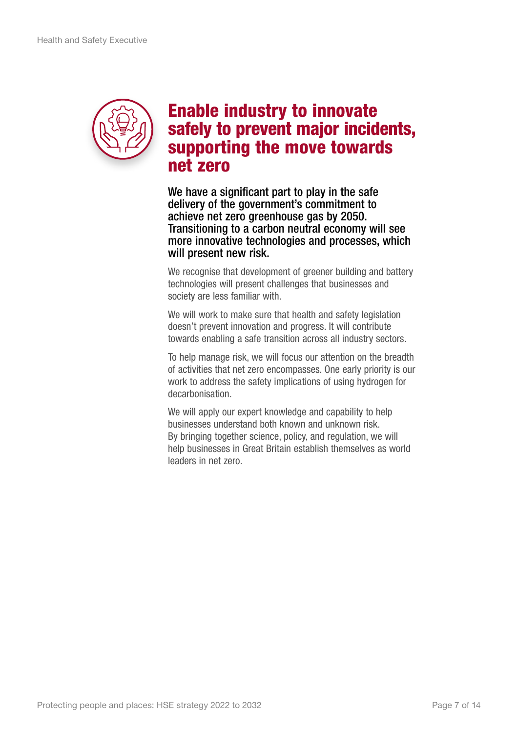## Enable industry to innovate safely to prevent major incidents, supporting the move towards net zero

**We have a significant part to play in the safe delivery of the government's commitment to achieve net zero greenhouse gas by 2050. Transitioning to a carbon neutral economy will see more innovative technologies and processes, which will present new risk.**

We recognise that development of greener building and battery technologies will present challenges that businesses and society are less familiar with.

We will work to make sure that health and safety legislation doesn't prevent innovation and progress. It will contribute towards enabling a safe transition across all industry sectors.

To help manage risk, we will focus our attention on the breadth of activities that net zero encompasses. One early priority is our work to address the safety implications of using hydrogen for decarbonisation.

We will apply our expert knowledge and capability to help businesses understand both known and unknown risk. By bringing together science, policy, and regulation, we will help businesses in Great Britain establish themselves as world leaders in net zero.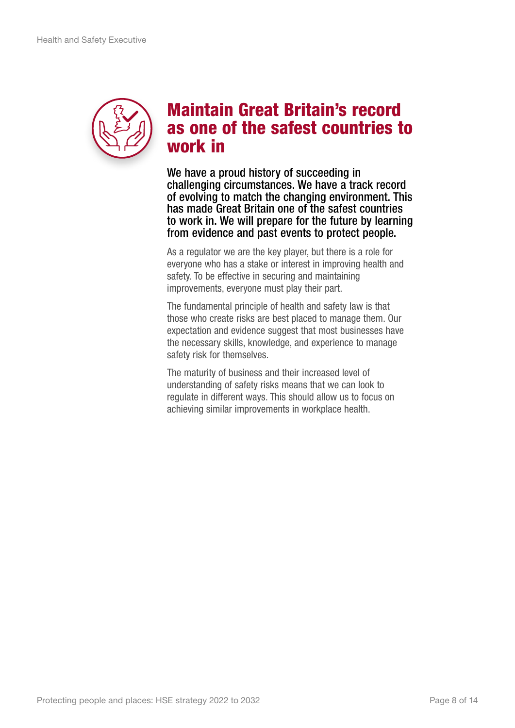## Maintain Great Britain's record as one of the safest countries to work in

**We have a proud history of succeeding in challenging circumstances. We have a track record of evolving to match the changing environment. This has made Great Britain one of the safest countries to work in. We will prepare for the future by learning from evidence and past events to protect people.**

As a regulator we are the key player, but there is a role for everyone who has a stake or interest in improving health and safety. To be effective in securing and maintaining improvements, everyone must play their part.

The fundamental principle of health and safety law is that those who create risks are best placed to manage them. Our expectation and evidence suggest that most businesses have the necessary skills, knowledge, and experience to manage safety risk for themselves.

The maturity of business and their increased level of understanding of safety risks means that we can look to regulate in different ways. This should allow us to focus on achieving similar improvements in workplace health.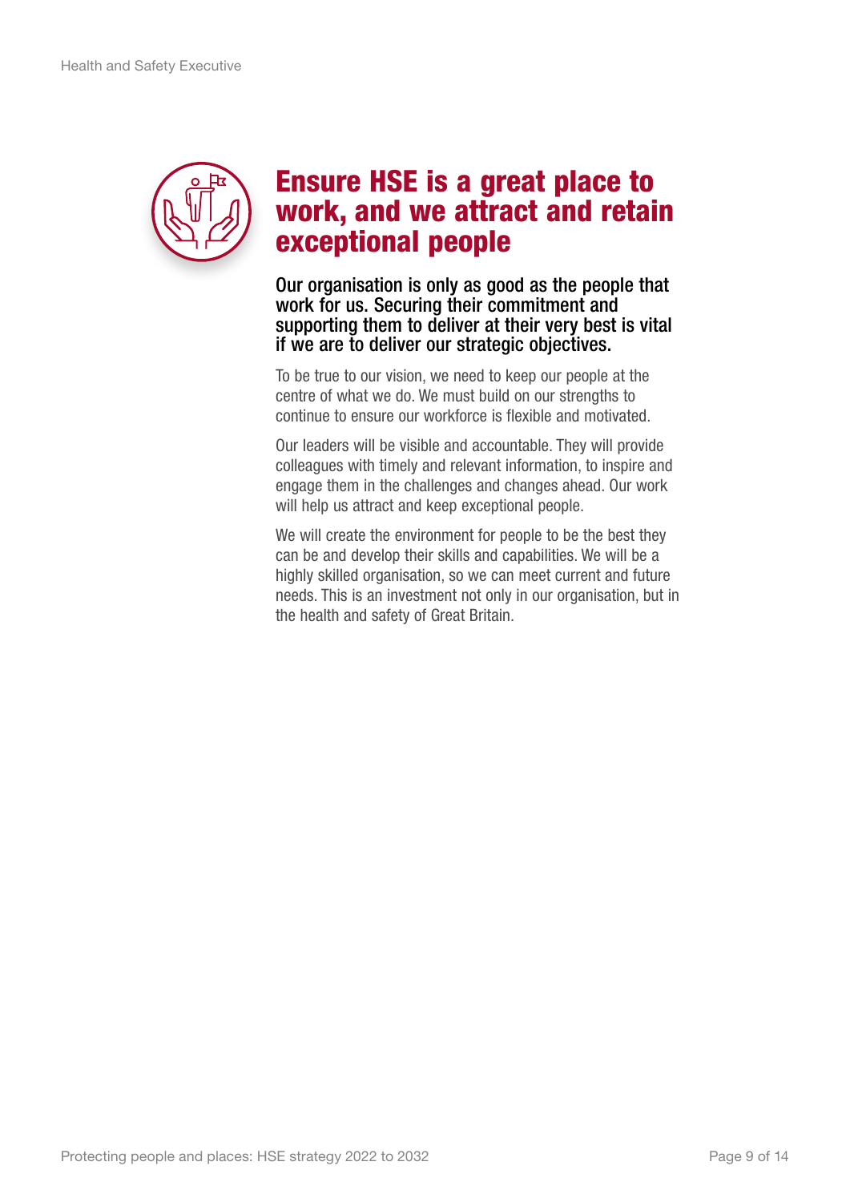# Ensure HSE is a great place to work, and we attract and retain exceptional people

**Our organisation is only as good as the people that work for us. Securing their commitment and supporting them to deliver at their very best is vital if we are to deliver our strategic objectives.**

To be true to our vision, we need to keep our people at the centre of what we do. We must build on our strengths to continue to ensure our workforce is flexible and motivated.

Our leaders will be visible and accountable. They will provide colleagues with timely and relevant information, to inspire and engage them in the challenges and changes ahead. Our work will help us attract and keep exceptional people.

We will create the environment for people to be the best they can be and develop their skills and capabilities. We will be a highly skilled organisation, so we can meet current and future needs. This is an investment not only in our organisation, but in the health and safety of Great Britain.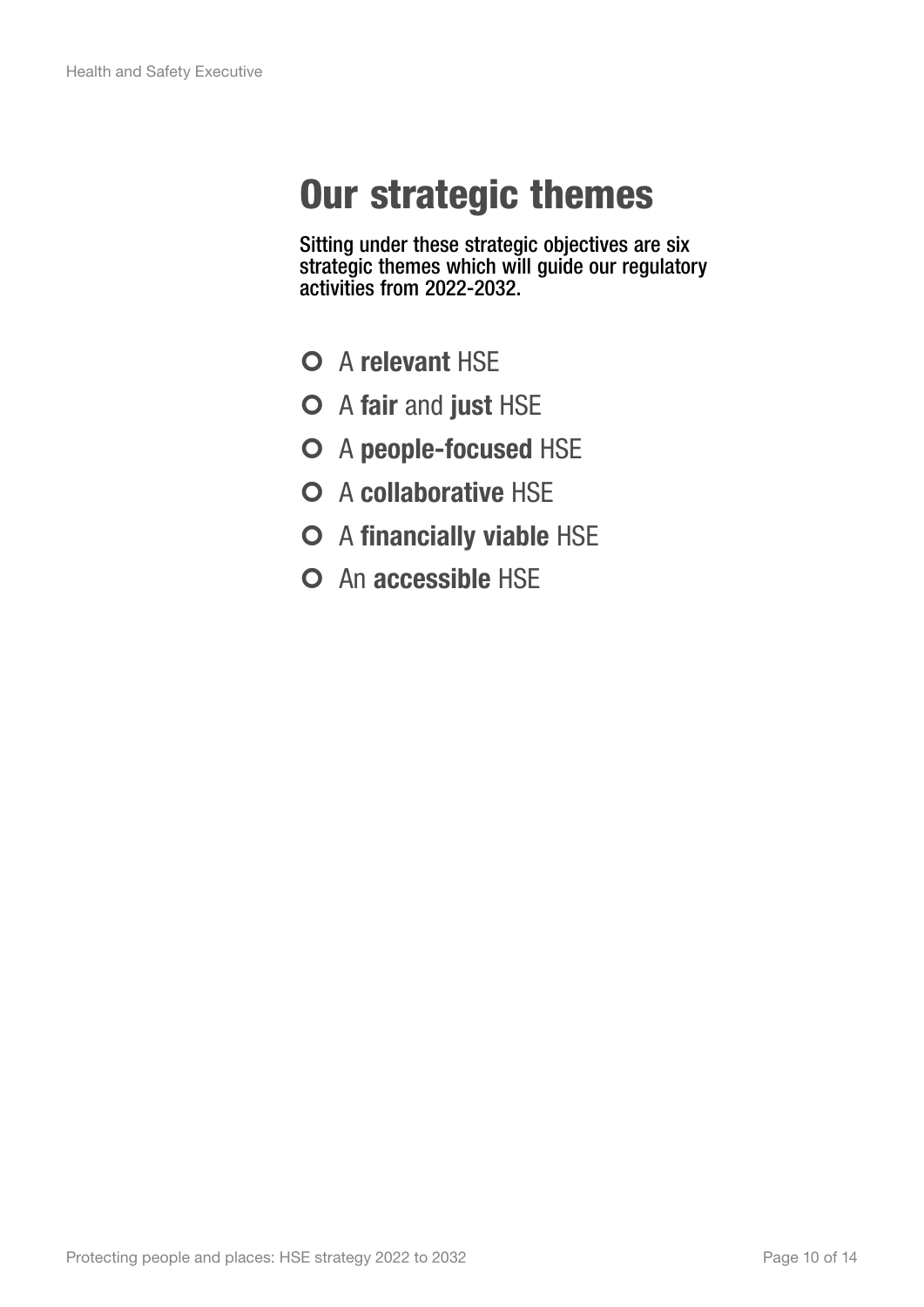# Our strategic themes

**Sitting under these strategic objectives are six strategic themes which will guide our regulatory activities from 2022-2032.**

- A **relevant** HSE
- A **fair** and **just** HSE
- A **people-focused** HSE
- A **collaborative** HSE
- A **financially viable** HSE
- An **accessible** HSE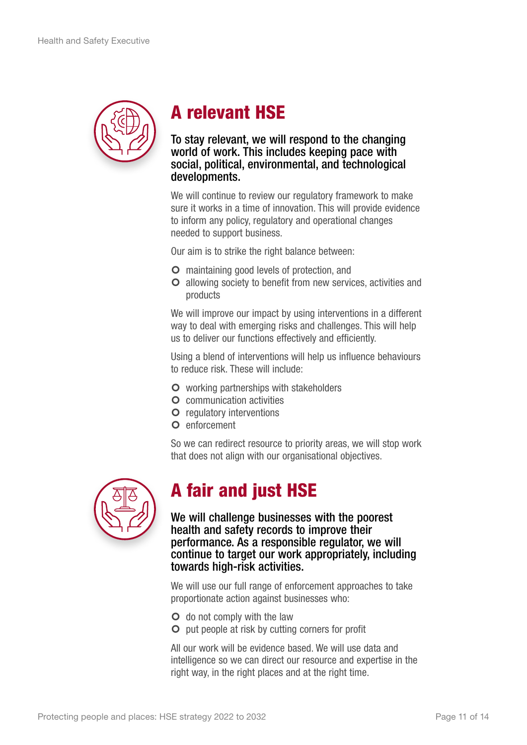## A relevant HSE

**To stay relevant, we will respond to the changing world of work. This includes keeping pace with social, political, environmental, and technological developments.**

We will continue to review our regulatory framework to make sure it works in a time of innovation. This will provide evidence to inform any policy, regulatory and operational changes needed to support business.

Our aim is to strike the right balance between:

- maintaining good levels of protection, and
- allowing society to benefit from new services, activities and products

We will improve our impact by using interventions in a different way to deal with emerging risks and challenges. This will help us to deliver our functions effectively and efficiently.

Using a blend of interventions will help us influence behaviours to reduce risk. These will include:

- working partnerships with stakeholders
- communication activities
- regulatory interventions
- enforcement

So we can redirect resource to priority areas, we will stop work that does not align with our organisational objectives.

## A fair and just HSE

**We will challenge businesses with the poorest health and safety records to improve their performance. As a responsible regulator, we will continue to target our work appropriately, including towards high-risk activities.**

We will use our full range of enforcement approaches to take proportionate action against businesses who:

- do not comply with the law
- put people at risk by cutting corners for profit

All our work will be evidence based. We will use data and intelligence so we can direct our resource and expertise in the right way, in the right places and at the right time.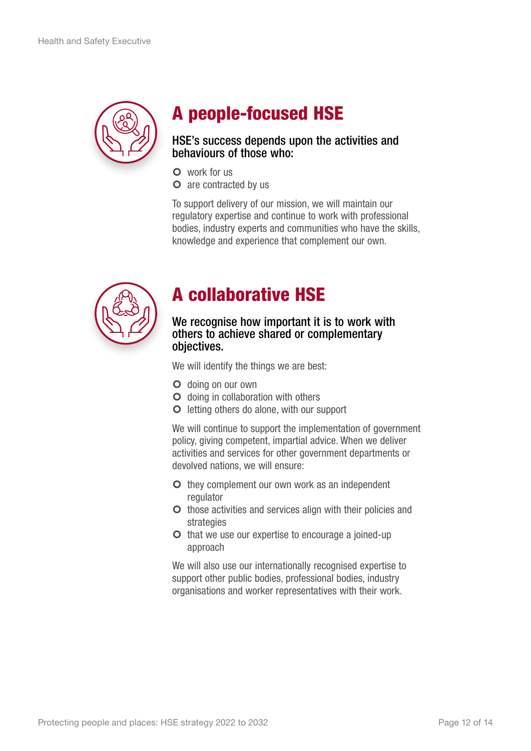## A people-focused HSE

### HSE's success depends upon the activities and behaviours of those who:

- work for us
- are contracted by us

To support delivery of our mission, we will maintain our regulatory expertise and continue to work with professional bodies, industry experts and communities who have the skills, knowledge and experience that complement our own.

## A collaborative HSE

### We recognise how important it is to work with others to achieve shared or complementary objectives.

We will identify the things we are best:

- doing on our own
- doing in collaboration with others
- letting others do alone, with our support

We will continue to support the implementation of government policy, giving competent, impartial advice. When we deliver activities and services for other government departments or devolved nations, we will ensure:

- they complement our own work as an independent regulator
- those activities and services align with their policies and strategies
- that we use our expertise to encourage a joined-up approach

We will also use our internationally recognised expertise to support other public bodies, professional bodies, industry organisations and worker representatives with their work.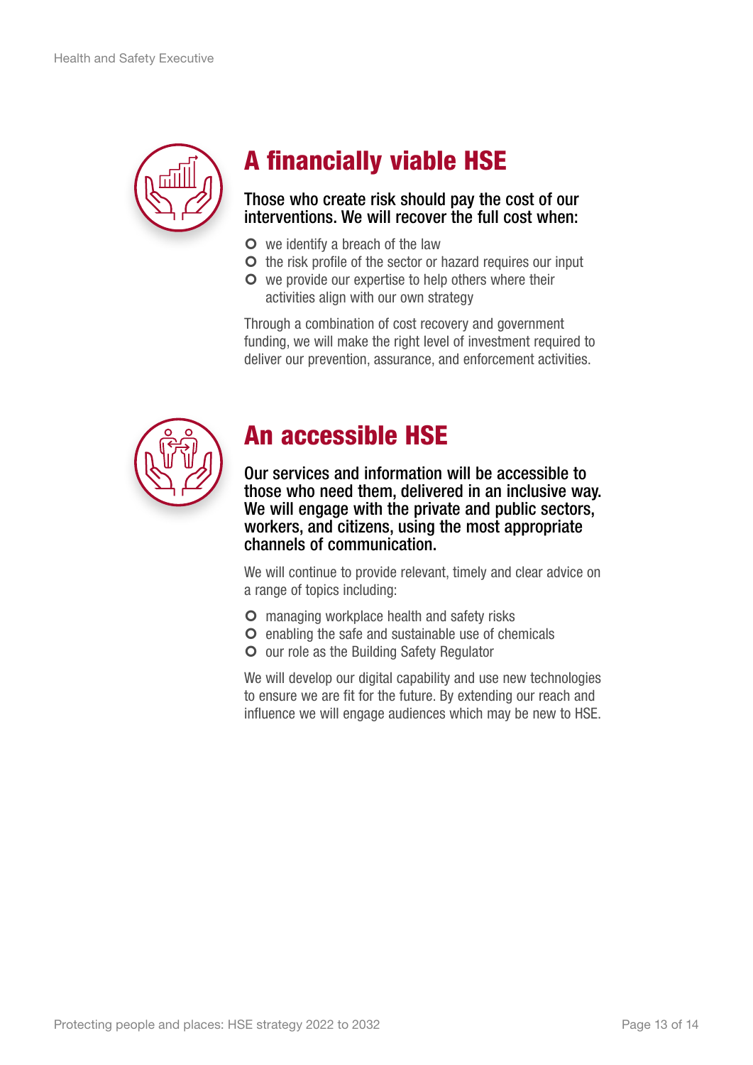## A financially viable HSE

**Those who create risk should pay the cost of our interventions. We will recover the full cost when:**

- we identify a breach of the law
- the risk profile of the sector or hazard requires our input
- we provide our expertise to help others where their activities align with our own strategy

Through a combination of cost recovery and government funding, we will make the right level of investment required to deliver our prevention, assurance, and enforcement activities.

## An accessible HSE

**Our services and information will be accessible to those who need them, delivered in an inclusive way. We will engage with the private and public sectors, workers, and citizens, using the most appropriate channels of communication.**

We will continue to provide relevant, timely and clear advice on a range of topics including:

- managing workplace health and safety risks
- enabling the safe and sustainable use of chemicals
- our role as the Building Safety Regulator

We will develop our digital capability and use new technologies to ensure we are fit for the future. By extending our reach and influence we will engage audiences which may be new to HSE.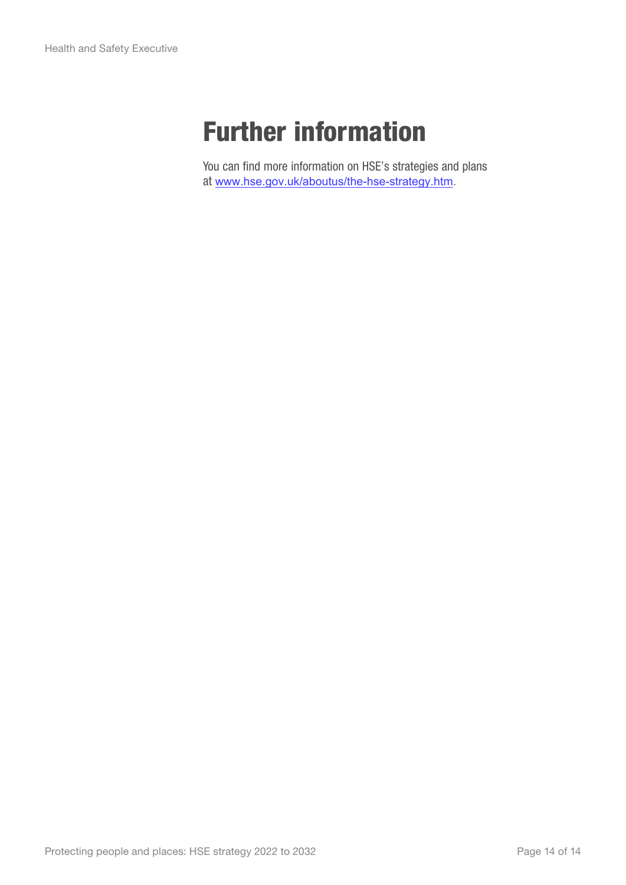# Further information

You can find more information on HSE's strategies and plans at [www.hse.gov.uk/aboutus/the-hse-strategy.htm](http://www.hse.gov.uk/aboutus/the-hse-strategy.htm).